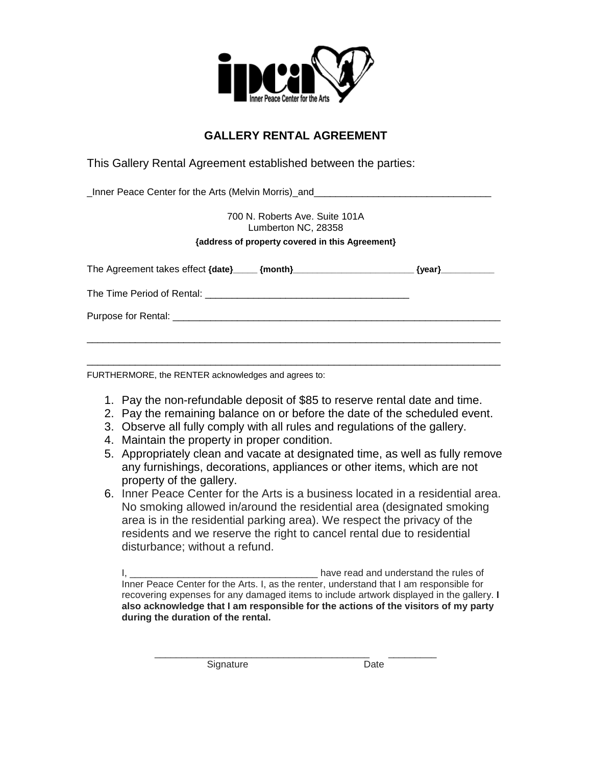# GALLERY RENTAL AGREEMENT

This Gallery Rental Agreement established between the parties:

_Inner Peace Center for the Arts (Melvin Morris)_and________________________________

700 N. Roberts Ave. Suite 101A
Lumberton NC, 28358
**{address of property covered in this Agreement}**

The Agreement takes effect **{date}_____ {month}________________________ {year}___________**

The Time Period of Rental: ______________________________________

Purpose for Rental: ______________________________________________________________

_______________________________________________________________________________

_______________________________________________________________________________

FURTHERMORE, the RENTER acknowledges and agrees to:

1. Pay the non-refundable deposit of $85 to reserve rental date and time.
2. Pay the remaining balance on or before the date of the scheduled event.
3. Observe all fully comply with all rules and regulations of the gallery.
4. Maintain the property in proper condition.
5. Appropriately clean and vacate at designated time, as well as fully remove any furnishings, decorations, appliances or other items, which are not property of the gallery.
6. Inner Peace Center for the Arts is a business located in a residential area. No smoking allowed in/around the residential area (designated smoking area is in the residential parking area). We respect the privacy of the residents and we reserve the right to cancel rental due to residential disturbance; without a refund.

I, __________________________________ have read and understand the rules of Inner Peace Center for the Arts. I, as the renter, understand that I am responsible for recovering expenses for any damaged items to include artwork displayed in the gallery. **I also acknowledge that I am responsible for the actions of the visitors of my party during the duration of the rental.**

________________________________________ _________
Signature Date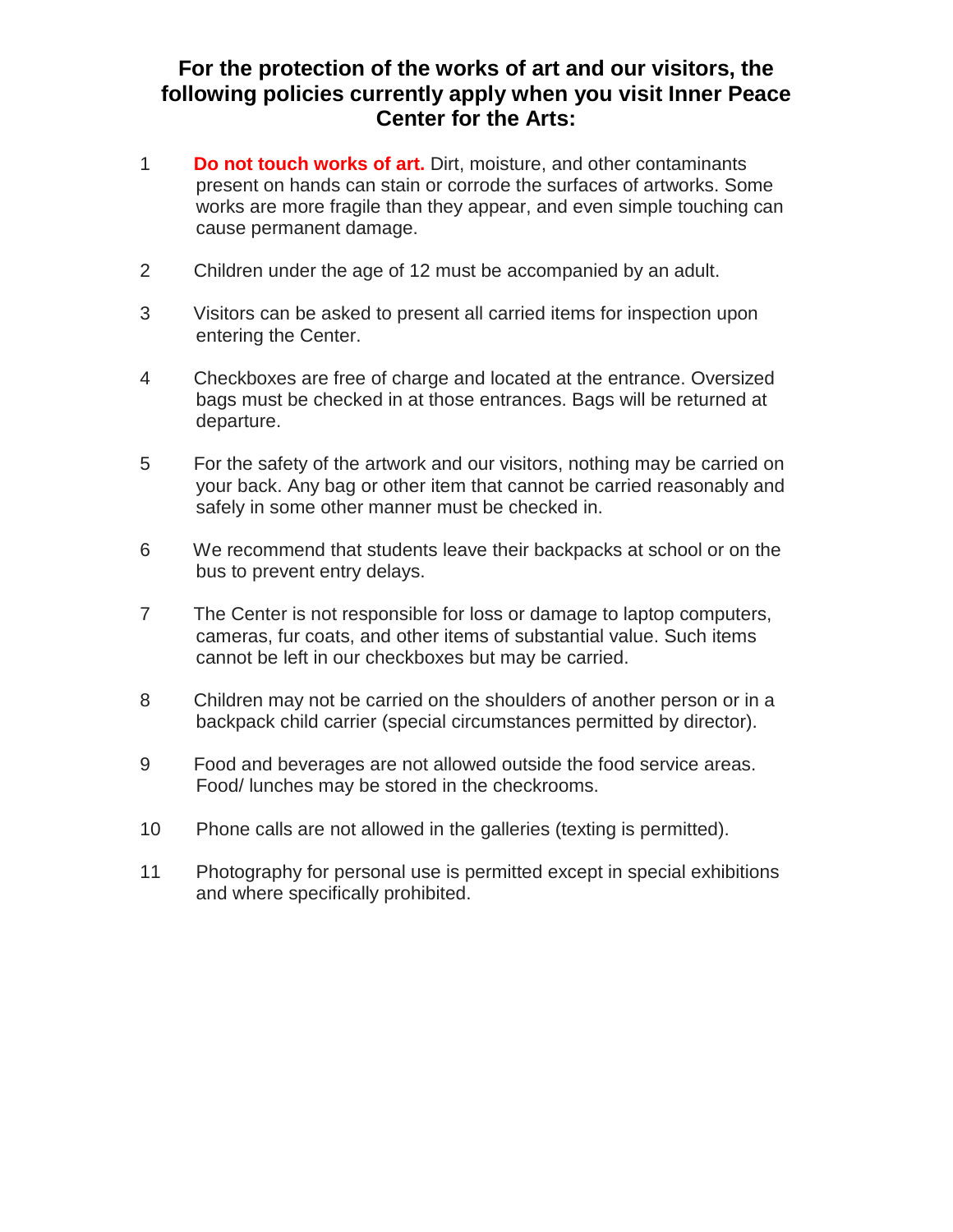## For the protection of the works of art and our visitors, the following policies currently apply when you visit Inner Peace Center for the Arts:

1. **Do not touch works of art.** Dirt, moisture, and other contaminants present on hands can stain or corrode the surfaces of artworks. Some works are more fragile than they appear, and even simple touching can cause permanent damage.
2. Children under the age of 12 must be accompanied by an adult.
3. Visitors can be asked to present all carried items for inspection upon entering the Center.
4. Checkboxes are free of charge and located at the entrance. Oversized bags must be checked in at those entrances. Bags will be returned at departure.
5. For the safety of the artwork and our visitors, nothing may be carried on your back. Any bag or other item that cannot be carried reasonably and safely in some other manner must be checked in.
6. We recommend that students leave their backpacks at school or on the bus to prevent entry delays.
7. The Center is not responsible for loss or damage to laptop computers, cameras, fur coats, and other items of substantial value. Such items cannot be left in our checkboxes but may be carried.
8. Children may not be carried on the shoulders of another person or in a backpack child carrier (special circumstances permitted by director).
9. Food and beverages are not allowed outside the food service areas. Food/ lunches may be stored in the checkrooms.
10. Phone calls are not allowed in the galleries (texting is permitted).
11. Photography for personal use is permitted except in special exhibitions and where specifically prohibited.